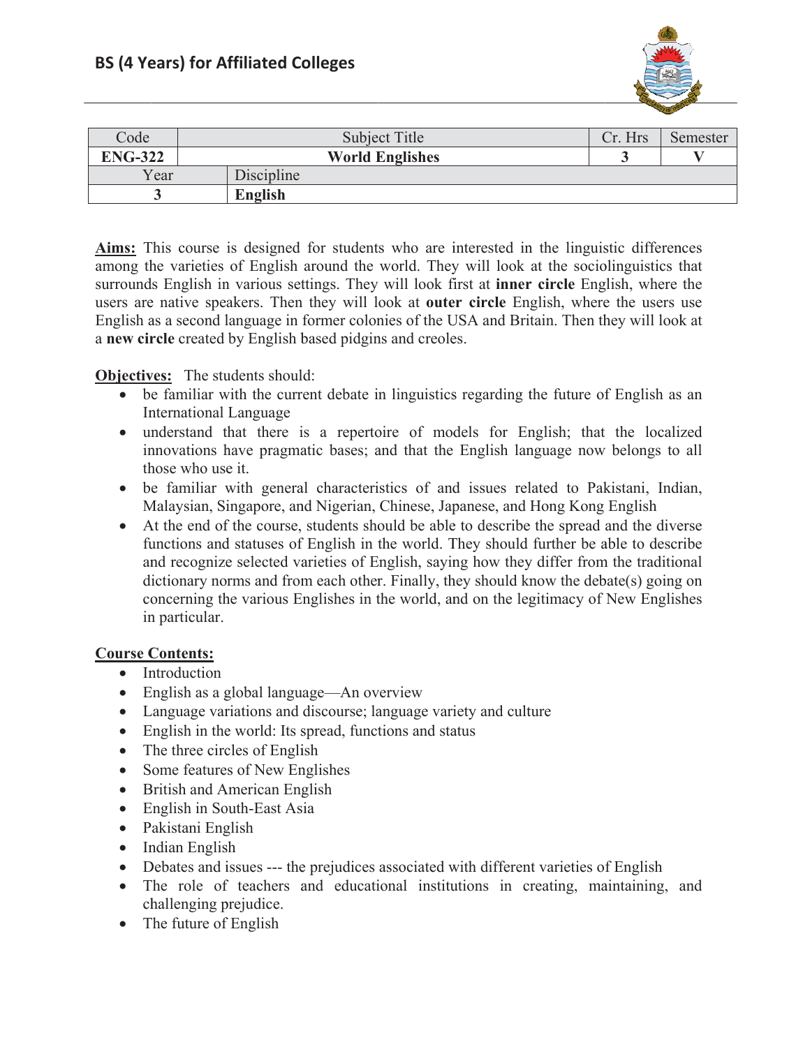## BS (4 Years) for Affiliated Colleges

| Code | Subject Title | Cr. Hrs | Semester |
|---|---|---|---|
| **ENG-322** | **World Englishes** | **3** | **V** |
| Year | Discipline | | |
| **3** | **English** | | |

**Aims:** This course is designed for students who are interested in the linguistic differences among the varieties of English around the world. They will look at the sociolinguistics that surrounds English in various settings. They will look first at **inner circle** English, where the users are native speakers. Then they will look at **outer circle** English, where the users use English as a second language in former colonies of the USA and Britain. Then they will look at a **new circle** created by English based pidgins and creoles.

**Objectives:** The students should:

- be familiar with the current debate in linguistics regarding the future of English as an International Language
- understand that there is a repertoire of models for English; that the localized innovations have pragmatic bases; and that the English language now belongs to all those who use it.
- be familiar with general characteristics of and issues related to Pakistani, Indian, Malaysian, Singapore, and Nigerian, Chinese, Japanese, and Hong Kong English
- At the end of the course, students should be able to describe the spread and the diverse functions and statuses of English in the world. They should further be able to describe and recognize selected varieties of English, saying how they differ from the traditional dictionary norms and from each other. Finally, they should know the debate(s) going on concerning the various Englishes in the world, and on the legitimacy of New Englishes in particular.

**Course Contents:**

- Introduction
- English as a global language—An overview
- Language variations and discourse; language variety and culture
- English in the world: Its spread, functions and status
- The three circles of English
- Some features of New Englishes
- British and American English
- English in South-East Asia
- Pakistani English
- Indian English
- Debates and issues --- the prejudices associated with different varieties of English
- The role of teachers and educational institutions in creating, maintaining, and challenging prejudice.
- The future of English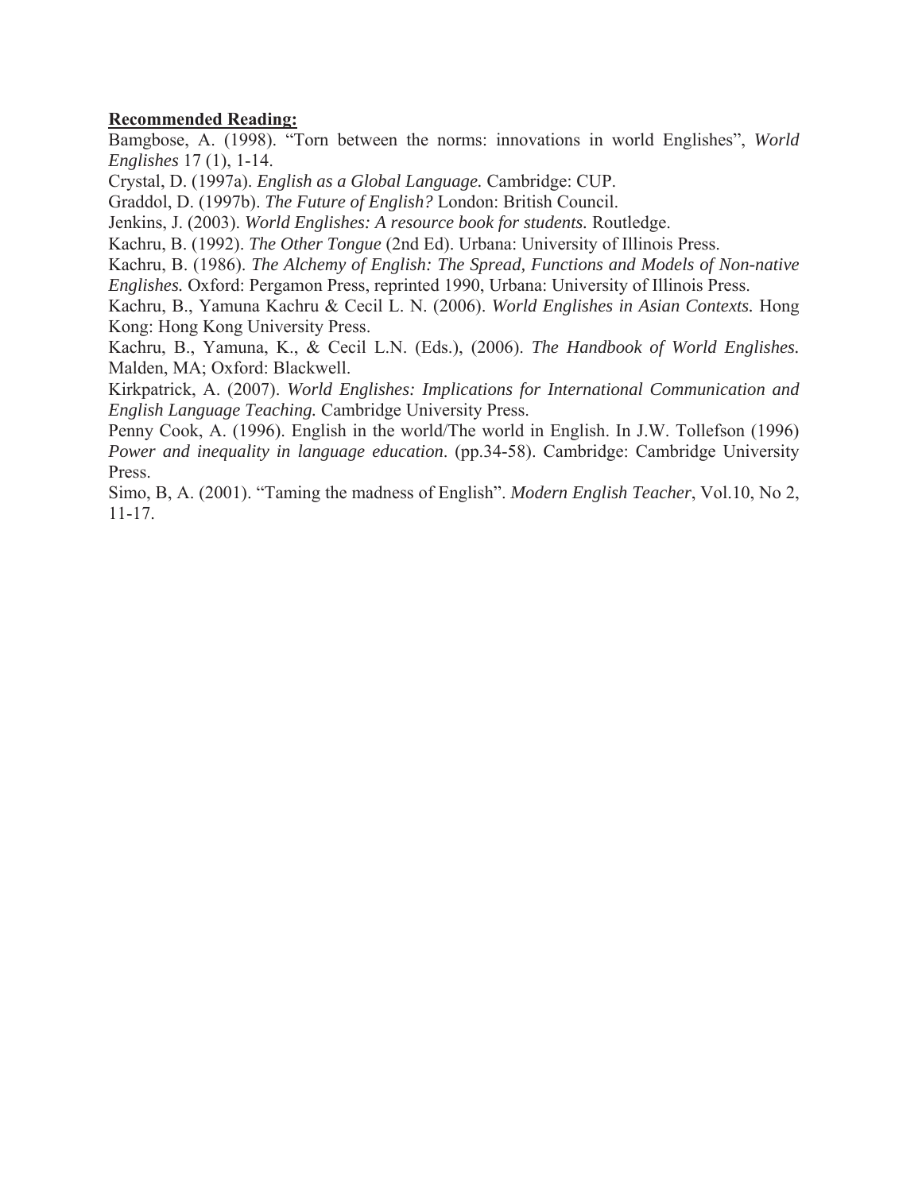**Recommended Reading:**

Bamgbose, A. (1998). "Torn between the norms: innovations in world Englishes", *World Englishes* 17 (1), 1-14.

Crystal, D. (1997a). *English as a Global Language.* Cambridge: CUP.

Graddol, D. (1997b). *The Future of English?* London: British Council.

Jenkins, J. (2003). *World Englishes: A resource book for students.* Routledge.

Kachru, B. (1992). *The Other Tongue* (2nd Ed). Urbana: University of Illinois Press.

Kachru, B. (1986). *The Alchemy of English: The Spread, Functions and Models of Non-native Englishes.* Oxford: Pergamon Press, reprinted 1990, Urbana: University of Illinois Press.

Kachru, B., Yamuna Kachru & Cecil L. N. (2006). *World Englishes in Asian Contexts.* Hong Kong: Hong Kong University Press.

Kachru, B., Yamuna, K., & Cecil L.N. (Eds.), (2006). *The Handbook of World Englishes.* Malden, MA; Oxford: Blackwell.

Kirkpatrick, A. (2007). *World Englishes: Implications for International Communication and English Language Teaching.* Cambridge University Press.

Penny Cook, A. (1996). English in the world/The world in English. In J.W. Tollefson (1996) *Power and inequality in language education*. (pp.34-58). Cambridge: Cambridge University Press.

Simo, B, A. (2001). "Taming the madness of English". *Modern English Teacher*, Vol.10, No 2, 11-17.